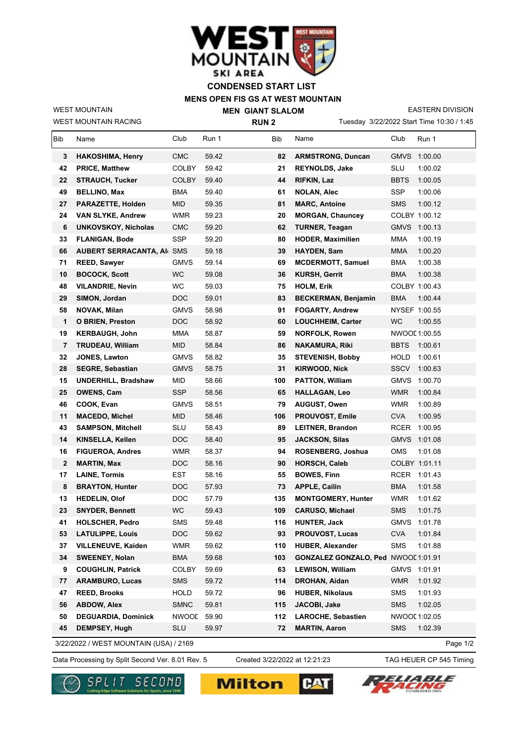# CONDENSED START LIST

## MENS OPEN FIS GS AT WEST MOUNTAIN

WEST MOUNTAIN
WEST MOUNTAIN RACING

**MEN GIANT SLALOM**
**RUN 2**

EASTERN DIVISION
Tuesday 3/22/2022 Start Time 10:30 / 1:45

| Bib | Name | Club | Run 1 | Bib | Name | Club | Run 1 |
|---|---|---|---|---|---|---|---|
| 3 | **HAKOSHIMA, Henry** | CMC | 59.42 | 82 | **ARMSTRONG, Duncan** | GMVS | 1:00.00 |
| 42 | **PRICE, Matthew** | COLBY | 59.42 | 21 | **REYNOLDS, Jake** | SLU | 1:00.02 |
| 22 | **STRAUCH, Tucker** | COLBY | 59.40 | 44 | **RIFKIN, Laz** | BBTS | 1:00.05 |
| 49 | **BELLINO, Max** | BMA | 59.40 | 61 | **NOLAN, Alec** | SSP | 1:00.06 |
| 27 | **PARAZETTE, Holden** | MID | 59.35 | 81 | **MARC, Antoine** | SMS | 1:00.12 |
| 24 | **VAN SLYKE, Andrew** | WMR | 59.23 | 20 | **MORGAN, Chauncey** | COLBY | 1:00.12 |
| 6 | **UNKOVSKOY, Nicholas** | CMC | 59.20 | 62 | **TURNER, Teagan** | GMVS | 1:00.13 |
| 33 | **FLANIGAN, Bode** | SSP | 59.20 | 80 | **HODER, Maximilien** | MMA | 1:00.19 |
| 66 | **AUBERT SERRACANTA, Al** | SMS | 59.18 | 39 | **HAYDEN, Sam** | MMA | 1:00.20 |
| 71 | **REED, Sawyer** | GMVS | 59.14 | 69 | **MCDERMOTT, Samuel** | BMA | 1:00.38 |
| 10 | **BOCOCK, Scott** | WC | 59.08 | 36 | **KURSH, Gerrit** | BMA | 1:00.38 |
| 48 | **VILANDRIE, Nevin** | WC | 59.03 | 75 | **HOLM, Erik** | COLBY | 1:00.43 |
| 29 | **SIMON, Jordan** | DOC | 59.01 | 83 | **BECKERMAN, Benjamin** | BMA | 1:00.44 |
| 58 | **NOVAK, Milan** | GMVS | 58.98 | 91 | **FOGARTY, Andrew** | NYSEF | 1:00.55 |
| 1 | **O BRIEN, Preston** | DOC | 58.92 | 60 | **LOUCHHEIM, Carter** | WC | 1:00.55 |
| 19 | **KERBAUGH, John** | MMA | 58.87 | 59 | **NORFOLK, Rowen** | NWOOD | 1:00.55 |
| 7 | **TRUDEAU, William** | MID | 58.84 | 86 | **NAKAMURA, Riki** | BBTS | 1:00.61 |
| 32 | **JONES, Lawton** | GMVS | 58.82 | 35 | **STEVENISH, Bobby** | HOLD | 1:00.61 |
| 28 | **SEGRE, Sebastian** | GMVS | 58.75 | 31 | **KIRWOOD, Nick** | SSCV | 1:00.63 |
| 15 | **UNDERHILL, Bradshaw** | MID | 58.66 | 100 | **PATTON, William** | GMVS | 1:00.70 |
| 25 | **OWENS, Cam** | SSP | 58.56 | 65 | **HALLAGAN, Leo** | WMR | 1:00.84 |
| 46 | **COOK, Evan** | GMVS | 58.51 | 79 | **AUGUST, Owen** | WMR | 1:00.89 |
| 11 | **MACEDO, Michel** | MID | 58.46 | 106 | **PROUVOST, Emile** | CVA | 1:00.95 |
| 43 | **SAMPSON, Mitchell** | SLU | 58.43 | 89 | **LEITNER, Brandon** | RCER | 1:00.95 |
| 14 | **KINSELLA, Kellen** | DOC | 58.40 | 95 | **JACKSON, Silas** | GMVS | 1:01.08 |
| 16 | **FIGUEROA, Andres** | WMR | 58.37 | 94 | **ROSENBERG, Joshua** | OMS | 1:01.08 |
| 2 | **MARTIN, Max** | DOC | 58.16 | 90 | **HORSCH, Caleb** | COLBY | 1:01.11 |
| 17 | **LAINE, Tormis** | EST | 58.16 | 55 | **BOWES, Finn** | RCER | 1:01.43 |
| 8 | **BRAYTON, Hunter** | DOC | 57.93 | 73 | **APPLE, Cailin** | BMA | 1:01.58 |
| 13 | **HEDELIN, Olof** | DOC | 57.79 | 135 | **MONTGOMERY, Hunter** | WMR | 1:01.62 |
| 23 | **SNYDER, Bennett** | WC | 59.43 | 109 | **CARUSO, Michael** | SMS | 1:01.75 |
| 41 | **HOLSCHER, Pedro** | SMS | 59.48 | 116 | **HUNTER, Jack** | GMVS | 1:01.78 |
| 53 | **LATULIPPE, Louis** | DOC | 59.62 | 93 | **PROUVOST, Lucas** | CVA | 1:01.84 |
| 37 | **VILLENEUVE, Kaiden** | WMR | 59.62 | 110 | **HUBER, Alexander** | SMS | 1:01.88 |
| 34 | **SWEENEY, Nolan** | BMA | 59.68 | 103 | **GONZALEZ GONZALO, Ped** | NWOOD | 1:01.91 |
| 9 | **COUGHLIN, Patrick** | COLBY | 59.69 | 63 | **LEWISON, William** | GMVS | 1:01.91 |
| 77 | **ARAMBURO, Lucas** | SMS | 59.72 | 114 | **DROHAN, Aidan** | WMR | 1:01.92 |
| 47 | **REED, Brooks** | HOLD | 59.72 | 96 | **HUBER, Nikolaus** | SMS | 1:01.93 |
| 56 | **ABDOW, Alex** | SMNC | 59.81 | 115 | **JACOBI, Jake** | SMS | 1:02.05 |
| 50 | **DEGUARDIA, Dominick** | NWOOD | 59.90 | 112 | **LAROCHE, Sebastien** | NWOOD | 1:02.05 |
| 45 | **DEMPSEY, Hugh** | SLU | 59.97 | 72 | **MARTIN, Aaron** | SMS | 1:02.39 |

3/22/2022 / WEST MOUNTAIN (USA) / 2169

Data Processing by Split Second Ver. 8.01 Rev. 5 | Created 3/22/2022 at 12:21:23 | TAG HEUER CP 545 Timing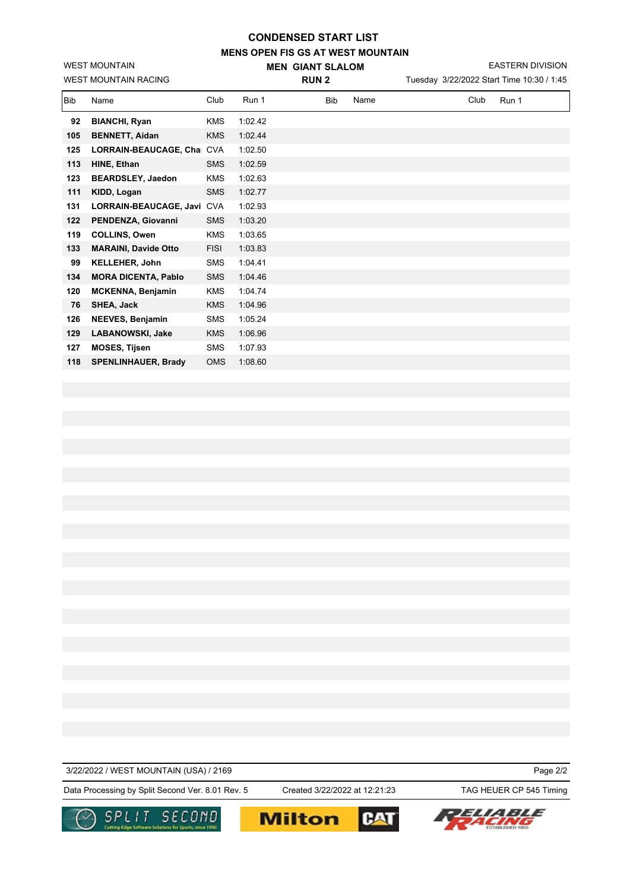# CONDENSED START LIST

## MENS OPEN FIS GS AT WEST MOUNTAIN

WEST MOUNTAIN
WEST MOUNTAIN RACING

**MEN GIANT SLALOM**
**RUN 2**

EASTERN DIVISION
Tuesday 3/22/2022 Start Time 10:30 / 1:45

| Bib | Name | Club | Run 1 |
|---|---|---|---|
| **92** | **BIANCHI, Ryan** | KMS | 1:02.42 |
| **105** | **BENNETT, Aidan** | KMS | 1:02.44 |
| **125** | **LORRAIN-BEAUCAGE, Cha** | CVA | 1:02.50 |
| **113** | **HINE, Ethan** | SMS | 1:02.59 |
| **123** | **BEARDSLEY, Jaedon** | KMS | 1:02.63 |
| **111** | **KIDD, Logan** | SMS | 1:02.77 |
| **131** | **LORRAIN-BEAUCAGE, Javi** | CVA | 1:02.93 |
| **122** | **PENDENZA, Giovanni** | SMS | 1:03.20 |
| **119** | **COLLINS, Owen** | KMS | 1:03.65 |
| **133** | **MARAINI, Davide Otto** | FISI | 1:03.83 |
| **99** | **KELLEHER, John** | SMS | 1:04.41 |
| **134** | **MORA DICENTA, Pablo** | SMS | 1:04.46 |
| **120** | **MCKENNA, Benjamin** | KMS | 1:04.74 |
| **76** | **SHEA, Jack** | KMS | 1:04.96 |
| **126** | **NEEVES, Benjamin** | SMS | 1:05.24 |
| **129** | **LABANOWSKI, Jake** | KMS | 1:06.96 |
| **127** | **MOSES, Tijsen** | SMS | 1:07.93 |
| **118** | **SPENLINHAUER, Brady** | OMS | 1:08.60 |

3/22/2022 / WEST MOUNTAIN (USA) / 2169

Data Processing by Split Second Ver. 8.01 Rev. 5 — Created 3/22/2022 at 12:21:23 — TAG HEUER CP 545 Timing